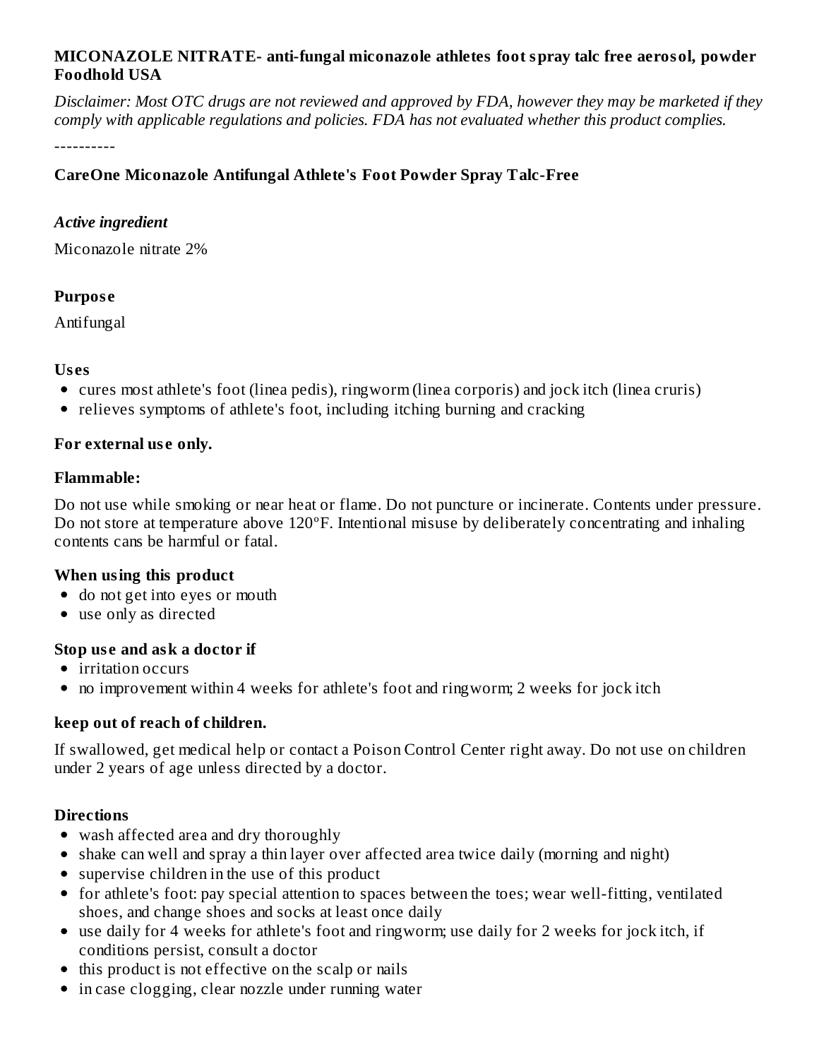**MICONAZOLE NITRATE- anti-fungal miconazole athletes foot spray talc free aerosol, powder**
**Foodhold USA**

*Disclaimer: Most OTC drugs are not reviewed and approved by FDA, however they may be marketed if they comply with applicable regulations and policies. FDA has not evaluated whether this product complies.*

----------

**CareOne Miconazole Antifungal Athlete's Foot Powder Spray Talc-Free**

***Active ingredient***

Miconazole nitrate 2%

**Purpose**

Antifungal

**Uses**

- cures most athlete's foot (linea pedis), ringworm (linea corporis) and jock itch (linea cruris)
- relieves symptoms of athlete's foot, including itching burning and cracking

**For external use only.**

**Flammable:**

Do not use while smoking or near heat or flame. Do not puncture or incinerate. Contents under pressure. Do not store at temperature above 120°F. Intentional misuse by deliberately concentrating and inhaling contents cans be harmful or fatal.

**When using this product**

- do not get into eyes or mouth
- use only as directed

**Stop use and ask a doctor if**

- irritation occurs
- no improvement within 4 weeks for athlete's foot and ringworm; 2 weeks for jock itch

**keep out of reach of children.**

If swallowed, get medical help or contact a Poison Control Center right away. Do not use on children under 2 years of age unless directed by a doctor.

**Directions**

- wash affected area and dry thoroughly
- shake can well and spray a thin layer over affected area twice daily (morning and night)
- supervise children in the use of this product
- for athlete's foot: pay special attention to spaces between the toes; wear well-fitting, ventilated shoes, and change shoes and socks at least once daily
- use daily for 4 weeks for athlete's foot and ringworm; use daily for 2 weeks for jock itch, if conditions persist, consult a doctor
- this product is not effective on the scalp or nails
- in case clogging, clear nozzle under running water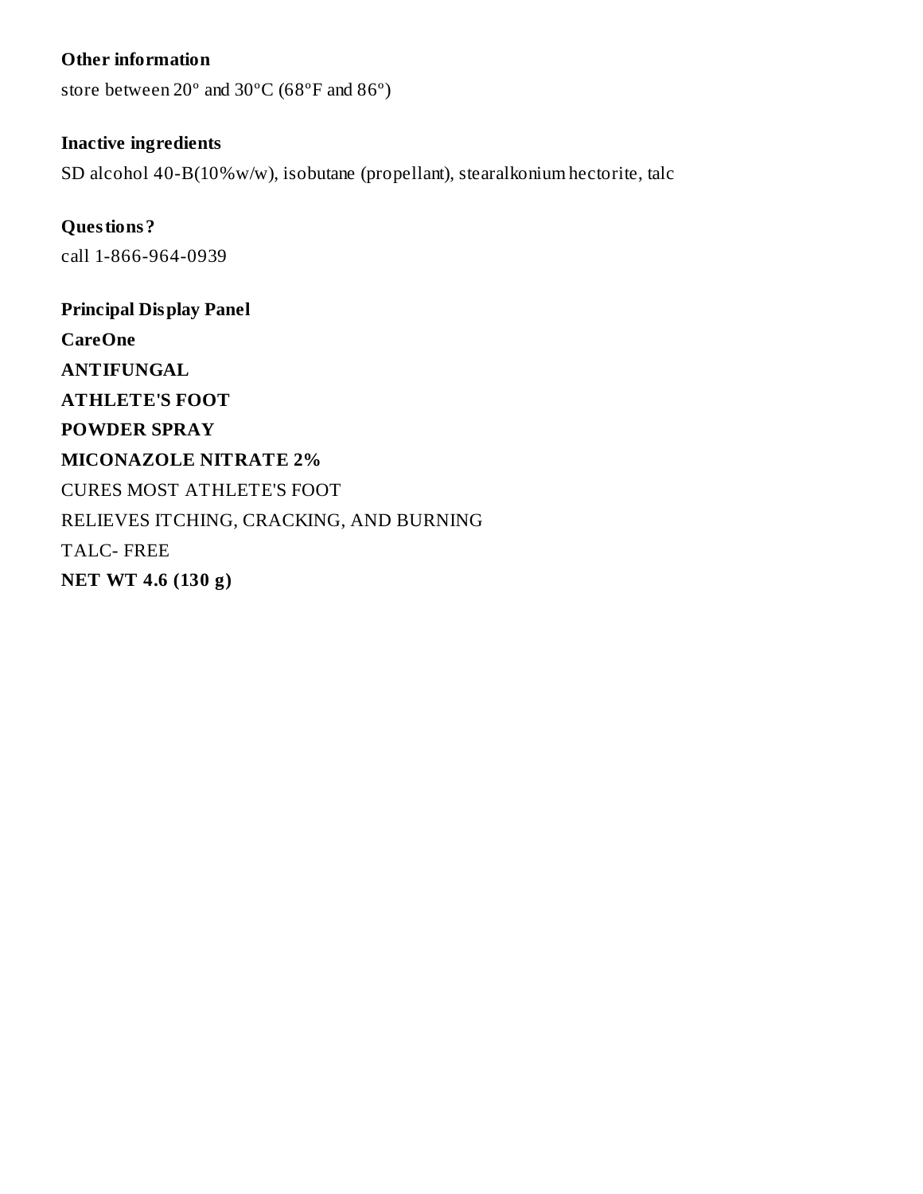**Other information**

store between 20º and 30ºC (68ºF and 86º)

**Inactive ingredients**

SD alcohol 40-B(10%w/w), isobutane (propellant), stearalkonium hectorite, talc

**Questions?**

call 1-866-964-0939

**Principal Display Panel**

**CareOne**

**ANTIFUNGAL**

**ATHLETE'S FOOT**

**POWDER SPRAY**

**MICONAZOLE NITRATE 2%**

CURES MOST ATHLETE'S FOOT

RELIEVES ITCHING, CRACKING, AND BURNING

TALC- FREE

**NET WT 4.6 (130 g)**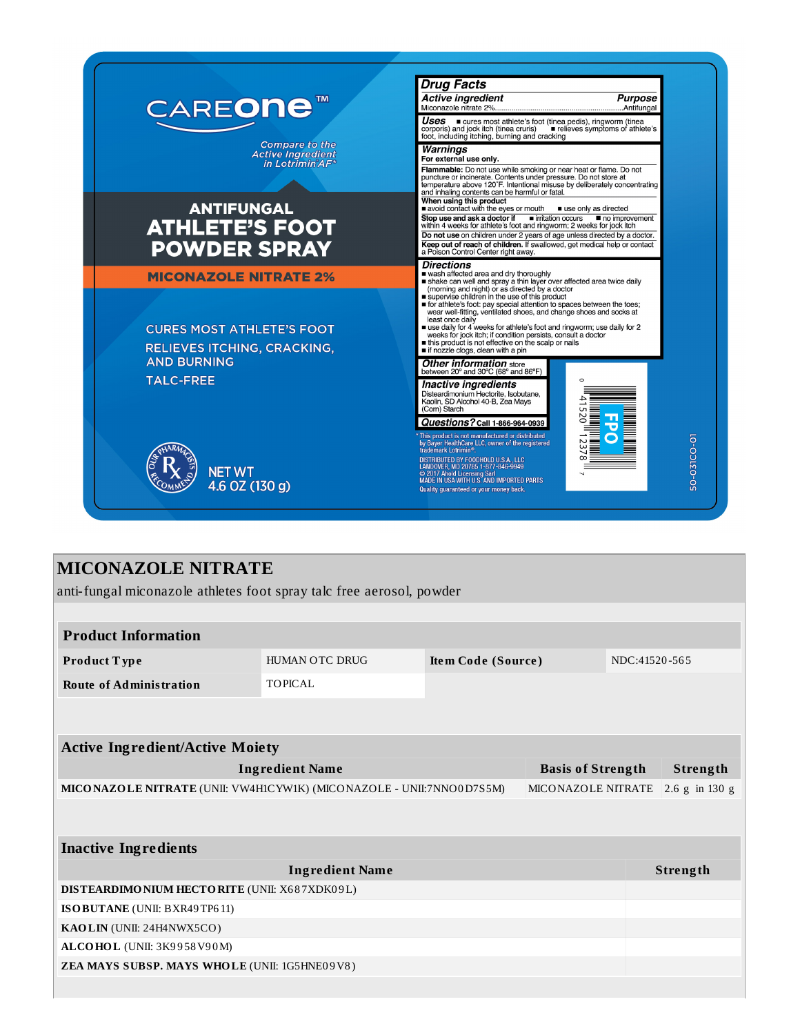careone™

Compare to the Active Ingredient in Lotrimin AF*

ANTIFUNGAL
ATHLETE'S FOOT POWDER SPRAY

MICONAZOLE NITRATE 2%

CURES MOST ATHLETE'S FOOT

RELIEVES ITCHING, CRACKING, AND BURNING

TALC-FREE

OUR PHARMACISTS RECOMMEND

NET WT 4.6 OZ (130 g)

**Drug Facts**

**Active ingredient** | **Purpose**
Miconazole nitrate 2% ........ Antifungal

**Uses** ■ cures most athlete's foot (tinea pedis), ringworm (tinea corporis) and jock itch (tinea cruris) ■ relieves symptoms of athlete's foot, including itching, burning and cracking

**Warnings**
**For external use only.**

**Flammable:** Do not use while smoking or near heat or flame. Do not puncture or incinerate. Contents under pressure. Do not store at temperature above 120°F. Intentional misuse by deliberately concentrating and inhaling contents can be harmful or fatal.

**When using this product**
■ avoid contact with the eyes or mouth ■ use only as directed

**Stop use and ask a doctor if** ■ irritation occurs ■ no improvement within 4 weeks for athlete's foot and ringworm; 2 weeks for jock itch

**Do not use** on children under 2 years of age unless directed by a doctor.

**Keep out of reach of children.** If swallowed, get medical help or contact a Poison Control Center right away.

**Directions**
- wash affected area and dry thoroughly
- shake can well and spray a thin layer over affected area twice daily (morning and night) or as directed by a doctor
- supervise children in the use of this product
- for athlete's foot: pay special attention to spaces between the toes; wear well-fitting, ventilated shoes, and change shoes and socks at least once daily
- use daily for 4 weeks for athlete's foot and ringworm; use daily for 2 weeks for jock itch; if condition persists, consult a doctor
- this product is not effective on the scalp or nails
- if nozzle clogs, clean with a pin

**Other information** store between 20° and 30°C (68° and 86°F)

**Inactive ingredients**
Disteardimonium Hectorite, Isobutane, Kaolin, SD Alcohol 40-B, Zea Mays (Corn) Starch

**Questions?** Call 1-866-964-0939

* This product is not manufactured or distributed by Bayer HealthCare LLC, owner of the registered trademark Lotrimin®.

DISTRIBUTED BY FOODHOLD U.S.A., LLC
LANDOVER, MD 20785 1-877-846-9949
© 2017 Ahold Licensing Sàrl
MADE IN USA WITH U.S. AND IMPORTED PARTS
Quality guaranteed or your money back.

0 41520 12378 7

FPO

50-031CO-01

# MICONAZOLE NITRATE

anti-fungal miconazole athletes foot spray talc free aerosol, powder

| **Product Information** | | | |
|---|---|---|---|
| **Product Type** | HUMAN OTC DRUG | **Item Code (Source)** | NDC:41520-565 |
| **Route of Administration** | TOPICAL | | |

| **Active Ingredient/Active Moiety** | | |
|---|---|---|
| **Ingredient Name** | **Basis of Strength** | **Strength** |
| **MICONAZOLE NITRATE** (UNII: VW4H1CYW1K) (MICONAZOLE - UNII:7NNO0D7S5M) | MICONAZOLE NITRATE | 2.6 g in 130 g |

| **Inactive Ingredients** | |
|---|---|
| **Ingredient Name** | **Strength** |
| **DISTEARDIMONIUM HECTORITE** (UNII: X687XDK09L) | |
| **ISOBUTANE** (UNII: BXR49TP611) | |
| **KAOLIN** (UNII: 24H4NWX5CO) | |
| **ALCOHOL** (UNII: 3K9958V90M) | |
| **ZEA MAYS SUBSP. MAYS WHOLE** (UNII: 1G5HNE09V8) | |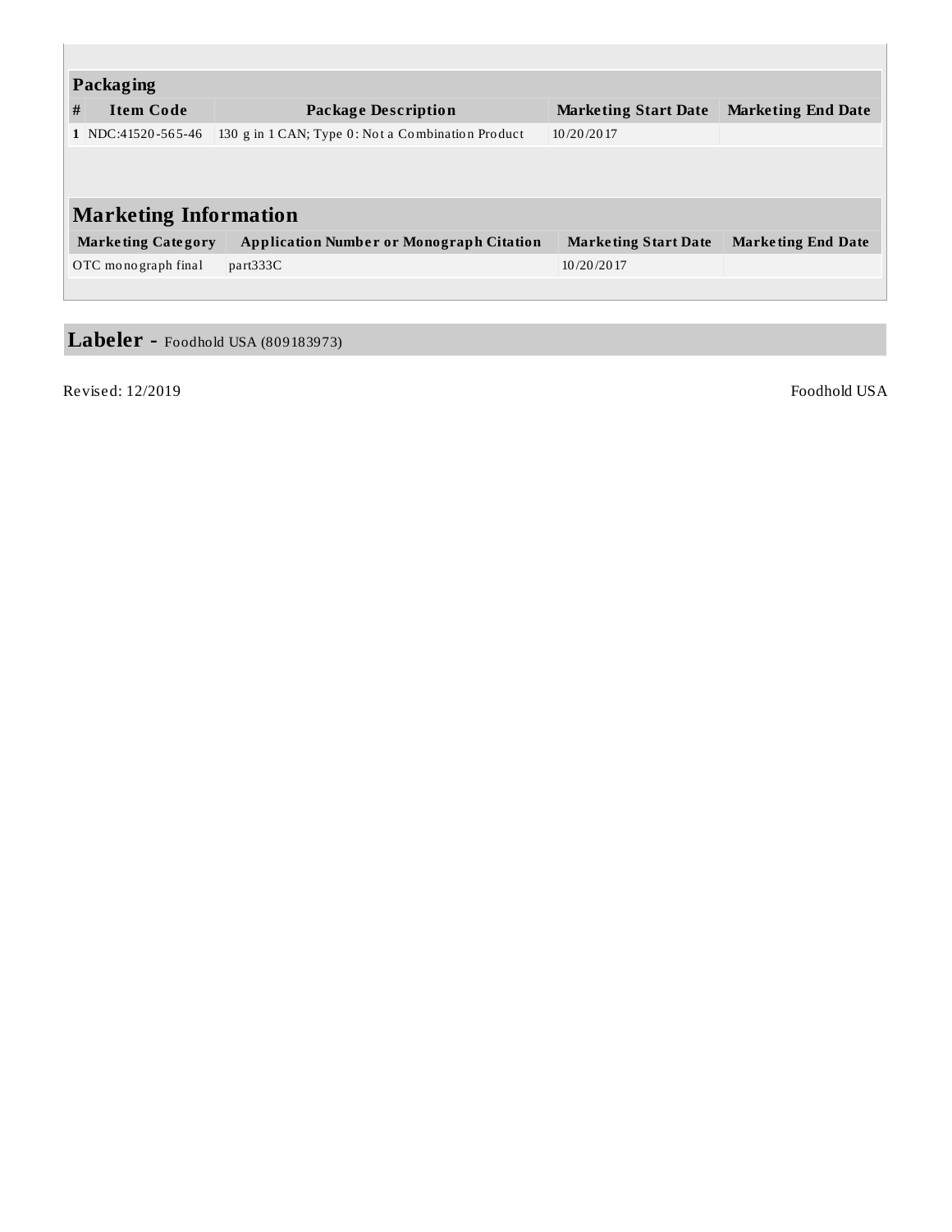### Packaging

| # | Item Code | Package Description | Marketing Start Date | Marketing End Date |
|---|---|---|---|---|
| 1 | NDC:41520-565-46 | 130 g in 1 CAN; Type 0: Not a Combination Product | 10/20/2017 | |

### Marketing Information

| Marketing Category | Application Number or Monograph Citation | Marketing Start Date | Marketing End Date |
|---|---|---|---|
| OTC monograph final | part333C | 10/20/2017 | |

## Labeler - Foodhold USA (809183973)

Revised: 12/2019

Foodhold USA